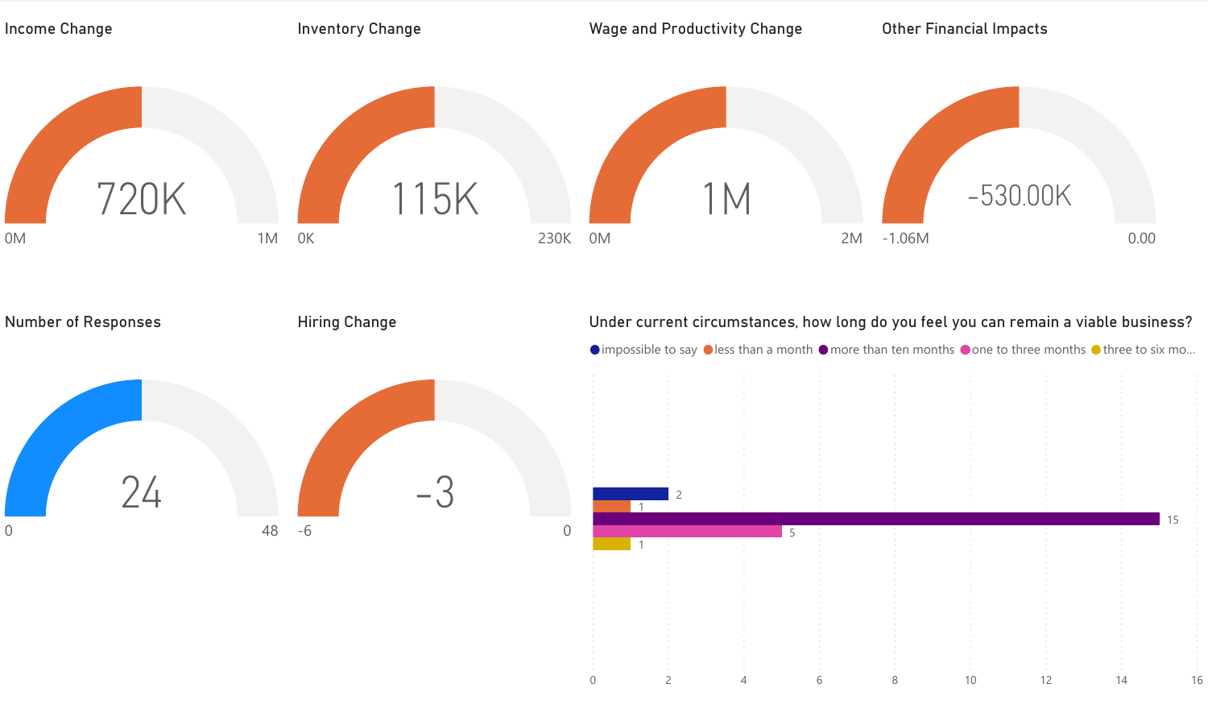## Income Change

720K

0M — 1M

## Inventory Change

115K

0K — 230K

## Wage and Productivity Change

1M

0M — 2M

## Other Financial Impacts

-530.00K

-1.06M — 0.00

## Number of Responses

24

0 — 48

## Hiring Change

-3

-6 — 0

## Under current circumstances, how long do you feel you can remain a viable business?

| Response | Count |
| --- | --- |
| impossible to say | 2 |
| less than a month | 1 |
| more than ten months | 15 |
| one to three months | 5 |
| three to six mo... | 1 |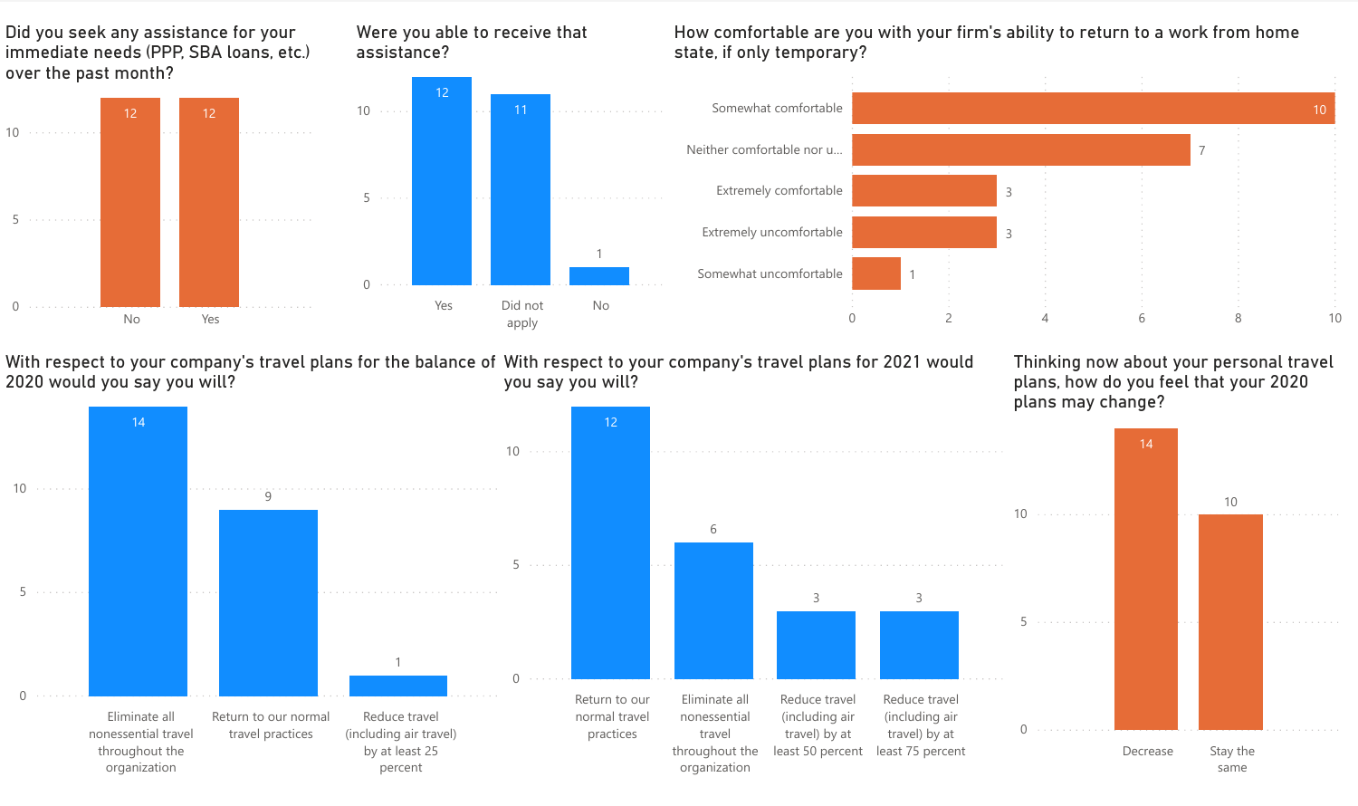## Did you seek any assistance for your immediate needs (PPP, SBA loans, etc.) over the past month?

12
12
10
5
0
No
Yes

## Were you able to receive that assistance?

12
11
1
10
5
0
Yes
Did not apply
No

## How comfortable are you with your firm's ability to return to a work from home state, if only temporary?

Somewhat comfortable 10
Neither comfortable nor u... 7
Extremely comfortable 3
Extremely uncomfortable 3
Somewhat uncomfortable 1
0
2
4
6
8
10

## With respect to your company's travel plans for the balance of 2020 would you say you will?

14
9
1
10
5
0
Eliminate all nonessential travel throughout the organization
Return to our normal travel practices
Reduce travel (including air travel) by at least 25 percent

## With respect to your company's travel plans for 2021 would you say you will?

12
6
3
3
10
5
0
Return to our normal travel practices
Eliminate all nonessential travel throughout the organization
Reduce travel (including air travel) by at least 50 percent
Reduce travel (including air travel) by at least 75 percent

## Thinking now about your personal travel plans, how do you feel that your 2020 plans may change?

14
10
10
5
0
Decrease
Stay the same